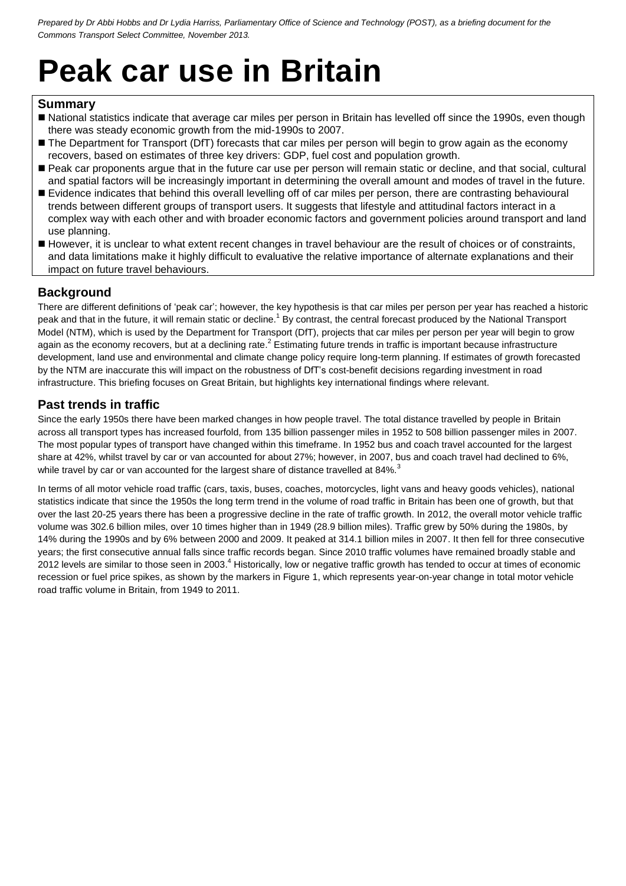*Prepared by Dr Abbi Hobbs and Dr Lydia Harriss, Parliamentary Office of Science and Technology (POST), as a briefing document for the Commons Transport Select Committee, November 2013.*

# Peak car use in Britain

## Summary

- National statistics indicate that average car miles per person in Britain has levelled off since the 1990s, even though there was steady economic growth from the mid-1990s to 2007.
- The Department for Transport (DfT) forecasts that car miles per person will begin to grow again as the economy recovers, based on estimates of three key drivers: GDP, fuel cost and population growth.
- Peak car proponents argue that in the future car use per person will remain static or decline, and that social, cultural and spatial factors will be increasingly important in determining the overall amount and modes of travel in the future.
- Evidence indicates that behind this overall levelling off of car miles per person, there are contrasting behavioural trends between different groups of transport users. It suggests that lifestyle and attitudinal factors interact in a complex way with each other and with broader economic factors and government policies around transport and land use planning.
- However, it is unclear to what extent recent changes in travel behaviour are the result of choices or of constraints, and data limitations make it highly difficult to evaluative the relative importance of alternate explanations and their impact on future travel behaviours.

## Background

There are different definitions of 'peak car'; however, the key hypothesis is that car miles per person per year has reached a historic peak and that in the future, it will remain static or decline.[1] By contrast, the central forecast produced by the National Transport Model (NTM), which is used by the Department for Transport (DfT), projects that car miles per person per year will begin to grow again as the economy recovers, but at a declining rate.[2] Estimating future trends in traffic is important because infrastructure development, land use and environmental and climate change policy require long-term planning. If estimates of growth forecasted by the NTM are inaccurate this will impact on the robustness of DfT's cost-benefit decisions regarding investment in road infrastructure. This briefing focuses on Great Britain, but highlights key international findings where relevant.

## Past trends in traffic

Since the early 1950s there have been marked changes in how people travel. The total distance travelled by people in Britain across all transport types has increased fourfold, from 135 billion passenger miles in 1952 to 508 billion passenger miles in 2007. The most popular types of transport have changed within this timeframe. In 1952 bus and coach travel accounted for the largest share at 42%, whilst travel by car or van accounted for about 27%; however, in 2007, bus and coach travel had declined to 6%, while travel by car or van accounted for the largest share of distance travelled at 84%.[3]

In terms of all motor vehicle road traffic (cars, taxis, buses, coaches, motorcycles, light vans and heavy goods vehicles), national statistics indicate that since the 1950s the long term trend in the volume of road traffic in Britain has been one of growth, but that over the last 20-25 years there has been a progressive decline in the rate of traffic growth. In 2012, the overall motor vehicle traffic volume was 302.6 billion miles, over 10 times higher than in 1949 (28.9 billion miles). Traffic grew by 50% during the 1980s, by 14% during the 1990s and by 6% between 2000 and 2009. It peaked at 314.1 billion miles in 2007. It then fell for three consecutive years; the first consecutive annual falls since traffic records began. Since 2010 traffic volumes have remained broadly stable and 2012 levels are similar to those seen in 2003.[4] Historically, low or negative traffic growth has tended to occur at times of economic recession or fuel price spikes, as shown by the markers in Figure 1, which represents year-on-year change in total motor vehicle road traffic volume in Britain, from 1949 to 2011.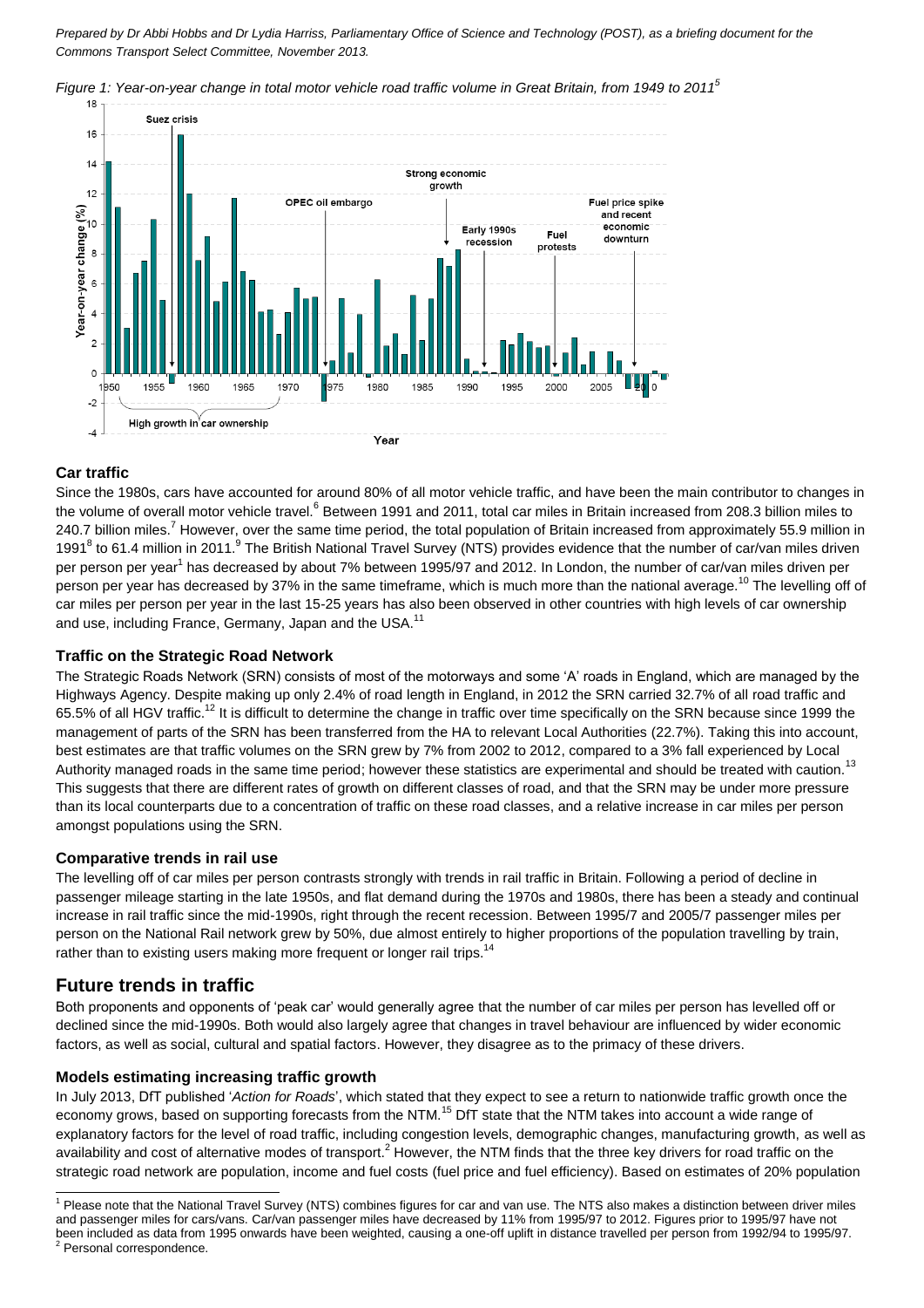*Prepared by Dr Abbi Hobbs and Dr Lydia Harriss, Parliamentary Office of Science and Technology (POST), as a briefing document for the Commons Transport Select Committee, November 2013.*

*Figure 1: Year-on-year change in total motor vehicle road traffic volume in Great Britain, from 1949 to 2011*[5]

### Car traffic

Since the 1980s, cars have accounted for around 80% of all motor vehicle traffic, and have been the main contributor to changes in the volume of overall motor vehicle travel.[6] Between 1991 and 2011, total car miles in Britain increased from 208.3 billion miles to 240.7 billion miles.[7] However, over the same time period, the total population of Britain increased from approximately 55.9 million in 1991[8] to 61.4 million in 2011.[9] The British National Travel Survey (NTS) provides evidence that the number of car/van miles driven per person per year[1] has decreased by about 7% between 1995/97 and 2012. In London, the number of car/van miles driven per person per year has decreased by 37% in the same timeframe, which is much more than the national average.[10] The levelling off of car miles per person per year in the last 15-25 years has also been observed in other countries with high levels of car ownership and use, including France, Germany, Japan and the USA.[11]

### Traffic on the Strategic Road Network

The Strategic Roads Network (SRN) consists of most of the motorways and some 'A' roads in England, which are managed by the Highways Agency. Despite making up only 2.4% of road length in England, in 2012 the SRN carried 32.7% of all road traffic and 65.5% of all HGV traffic.[12] It is difficult to determine the change in traffic over time specifically on the SRN because since 1999 the management of parts of the SRN has been transferred from the HA to relevant Local Authorities (22.7%). Taking this into account, best estimates are that traffic volumes on the SRN grew by 7% from 2002 to 2012, compared to a 3% fall experienced by Local Authority managed roads in the same time period; however these statistics are experimental and should be treated with caution.[13] This suggests that there are different rates of growth on different classes of road, and that the SRN may be under more pressure than its local counterparts due to a concentration of traffic on these road classes, and a relative increase in car miles per person amongst populations using the SRN.

### Comparative trends in rail use

The levelling off of car miles per person contrasts strongly with trends in rail traffic in Britain. Following a period of decline in passenger mileage starting in the late 1950s, and flat demand during the 1970s and 1980s, there has been a steady and continual increase in rail traffic since the mid-1990s, right through the recent recession. Between 1995/7 and 2005/7 passenger miles per person on the National Rail network grew by 50%, due almost entirely to higher proportions of the population travelling by train, rather than to existing users making more frequent or longer rail trips.[14]

## Future trends in traffic

Both proponents and opponents of 'peak car' would generally agree that the number of car miles per person has levelled off or declined since the mid-1990s. Both would also largely agree that changes in travel behaviour are influenced by wider economic factors, as well as social, cultural and spatial factors. However, they disagree as to the primacy of these drivers.

### Models estimating increasing traffic growth

In July 2013, DfT published '*Action for Roads*', which stated that they expect to see a return to nationwide traffic growth once the economy grows, based on supporting forecasts from the NTM.[15] DfT state that the NTM takes into account a wide range of explanatory factors for the level of road traffic, including congestion levels, demographic changes, manufacturing growth, as well as availability and cost of alternative modes of transport.[2] However, the NTM finds that the three key drivers for road traffic on the strategic road network are population, income and fuel costs (fuel price and fuel efficiency). Based on estimates of 20% population

---

[1] Please note that the National Travel Survey (NTS) combines figures for car and van use. The NTS also makes a distinction between driver miles and passenger miles for cars/vans. Car/van passenger miles have decreased by 11% from 1995/97 to 2012. Figures prior to 1995/97 have not been included as data from 1995 onwards have been weighted, causing a one-off uplift in distance travelled per person from 1992/94 to 1995/97.

[2] Personal correspondence.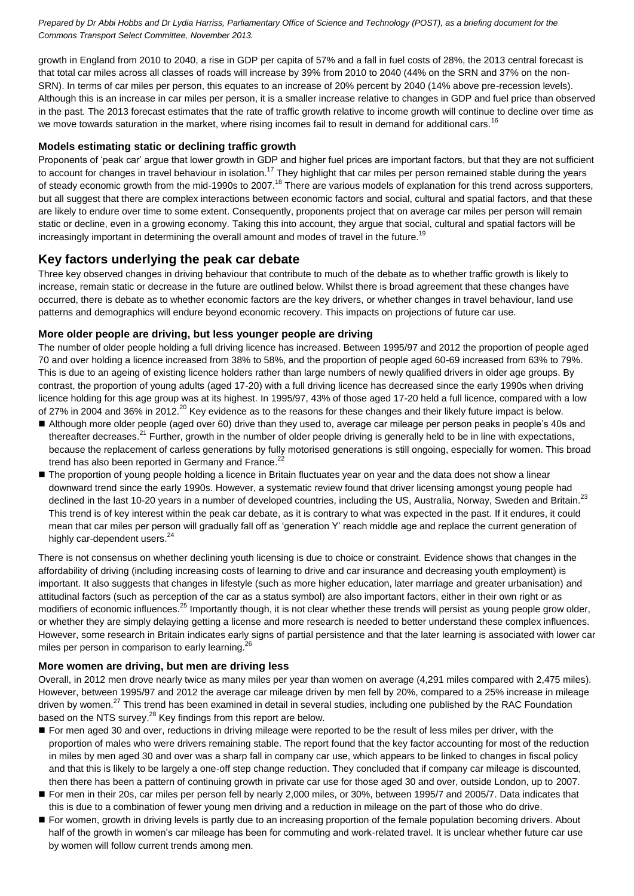growth in England from 2010 to 2040, a rise in GDP per capita of 57% and a fall in fuel costs of 28%, the 2013 central forecast is that total car miles across all classes of roads will increase by 39% from 2010 to 2040 (44% on the SRN and 37% on the non-SRN). In terms of car miles per person, this equates to an increase of 20% percent by 2040 (14% above pre-recession levels). Although this is an increase in car miles per person, it is a smaller increase relative to changes in GDP and fuel price than observed in the past. The 2013 forecast estimates that the rate of traffic growth relative to income growth will continue to decline over time as we move towards saturation in the market, where rising incomes fail to result in demand for additional cars.[16]

### Models estimating static or declining traffic growth

Proponents of 'peak car' argue that lower growth in GDP and higher fuel prices are important factors, but that they are not sufficient to account for changes in travel behaviour in isolation.[17] They highlight that car miles per person remained stable during the years of steady economic growth from the mid-1990s to 2007.[18] There are various models of explanation for this trend across supporters, but all suggest that there are complex interactions between economic factors and social, cultural and spatial factors, and that these are likely to endure over time to some extent. Consequently, proponents project that on average car miles per person will remain static or decline, even in a growing economy. Taking this into account, they argue that social, cultural and spatial factors will be increasingly important in determining the overall amount and modes of travel in the future.[19]

## Key factors underlying the peak car debate

Three key observed changes in driving behaviour that contribute to much of the debate as to whether traffic growth is likely to increase, remain static or decrease in the future are outlined below. Whilst there is broad agreement that these changes have occurred, there is debate as to whether economic factors are the key drivers, or whether changes in travel behaviour, land use patterns and demographics will endure beyond economic recovery. This impacts on projections of future car use.

### More older people are driving, but less younger people are driving

The number of older people holding a full driving licence has increased. Between 1995/97 and 2012 the proportion of people aged 70 and over holding a licence increased from 38% to 58%, and the proportion of people aged 60-69 increased from 63% to 79%. This is due to an ageing of existing licence holders rather than large numbers of newly qualified drivers in older age groups. By contrast, the proportion of young adults (aged 17-20) with a full driving licence has decreased since the early 1990s when driving licence holding for this age group was at its highest. In 1995/97, 43% of those aged 17-20 held a full licence, compared with a low of 27% in 2004 and 36% in 2012.[20] Key evidence as to the reasons for these changes and their likely future impact is below.

- Although more older people (aged over 60) drive than they used to, average car mileage per person peaks in people's 40s and thereafter decreases.[21] Further, growth in the number of older people driving is generally held to be in line with expectations, because the replacement of carless generations by fully motorised generations is still ongoing, especially for women. This broad trend has also been reported in Germany and France.[22]
- The proportion of young people holding a licence in Britain fluctuates year on year and the data does not show a linear downward trend since the early 1990s. However, a systematic review found that driver licensing amongst young people had declined in the last 10-20 years in a number of developed countries, including the US, Australia, Norway, Sweden and Britain.[23] This trend is of key interest within the peak car debate, as it is contrary to what was expected in the past. If it endures, it could mean that car miles per person will gradually fall off as 'generation Y' reach middle age and replace the current generation of highly car-dependent users.[24]

There is not consensus on whether declining youth licensing is due to choice or constraint. Evidence shows that changes in the affordability of driving (including increasing costs of learning to drive and car insurance and decreasing youth employment) is important. It also suggests that changes in lifestyle (such as more higher education, later marriage and greater urbanisation) and attitudinal factors (such as perception of the car as a status symbol) are also important factors, either in their own right or as modifiers of economic influences.[25] Importantly though, it is not clear whether these trends will persist as young people grow older, or whether they are simply delaying getting a license and more research is needed to better understand these complex influences. However, some research in Britain indicates early signs of partial persistence and that the later learning is associated with lower car miles per person in comparison to early learning.[26]

### More women are driving, but men are driving less

Overall, in 2012 men drove nearly twice as many miles per year than women on average (4,291 miles compared with 2,475 miles). However, between 1995/97 and 2012 the average car mileage driven by men fell by 20%, compared to a 25% increase in mileage driven by women.[27] This trend has been examined in detail in several studies, including one published by the RAC Foundation based on the NTS survey.[28] Key findings from this report are below.

- For men aged 30 and over, reductions in driving mileage were reported to be the result of less miles per driver, with the proportion of males who were drivers remaining stable. The report found that the key factor accounting for most of the reduction in miles by men aged 30 and over was a sharp fall in company car use, which appears to be linked to changes in fiscal policy and that this is likely to be largely a one-off step change reduction. They concluded that if company car mileage is discounted, then there has been a pattern of continuing growth in private car use for those aged 30 and over, outside London, up to 2007.
- For men in their 20s, car miles per person fell by nearly 2,000 miles, or 30%, between 1995/7 and 2005/7. Data indicates that this is due to a combination of fewer young men driving and a reduction in mileage on the part of those who do drive.
- For women, growth in driving levels is partly due to an increasing proportion of the female population becoming drivers. About half of the growth in women's car mileage has been for commuting and work-related travel. It is unclear whether future car use by women will follow current trends among men.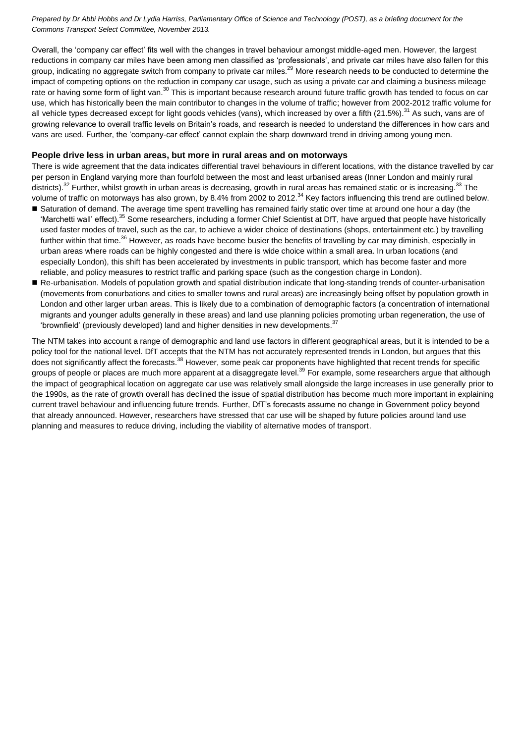*Prepared by Dr Abbi Hobbs and Dr Lydia Harriss, Parliamentary Office of Science and Technology (POST), as a briefing document for the Commons Transport Select Committee, November 2013.*

Overall, the 'company car effect' fits well with the changes in travel behaviour amongst middle-aged men. However, the largest reductions in company car miles have been among men classified as 'professionals', and private car miles have also fallen for this group, indicating no aggregate switch from company to private car miles.[29] More research needs to be conducted to determine the impact of competing options on the reduction in company car usage, such as using a private car and claiming a business mileage rate or having some form of light van.[30] This is important because research around future traffic growth has tended to focus on car use, which has historically been the main contributor to changes in the volume of traffic; however from 2002-2012 traffic volume for all vehicle types decreased except for light goods vehicles (vans), which increased by over a fifth (21.5%).[31] As such, vans are of growing relevance to overall traffic levels on Britain's roads, and research is needed to understand the differences in how cars and vans are used. Further, the 'company-car effect' cannot explain the sharp downward trend in driving among young men.

**People drive less in urban areas, but more in rural areas and on motorways**

There is wide agreement that the data indicates differential travel behaviours in different locations, with the distance travelled by car per person in England varying more than fourfold between the most and least urbanised areas (Inner London and mainly rural districts).[32] Further, whilst growth in urban areas is decreasing, growth in rural areas has remained static or is increasing.[33] The volume of traffic on motorways has also grown, by 8.4% from 2002 to 2012.[34] Key factors influencing this trend are outlined below.

- Saturation of demand. The average time spent travelling has remained fairly static over time at around one hour a day (the 'Marchetti wall' effect).[35] Some researchers, including a former Chief Scientist at DfT, have argued that people have historically used faster modes of travel, such as the car, to achieve a wider choice of destinations (shops, entertainment etc.) by travelling further within that time.[36] However, as roads have become busier the benefits of travelling by car may diminish, especially in urban areas where roads can be highly congested and there is wide choice within a small area. In urban locations (and especially London), this shift has been accelerated by investments in public transport, which has become faster and more reliable, and policy measures to restrict traffic and parking space (such as the congestion charge in London).
- Re-urbanisation. Models of population growth and spatial distribution indicate that long-standing trends of counter-urbanisation (movements from conurbations and cities to smaller towns and rural areas) are increasingly being offset by population growth in London and other larger urban areas. This is likely due to a combination of demographic factors (a concentration of international migrants and younger adults generally in these areas) and land use planning policies promoting urban regeneration, the use of 'brownfield' (previously developed) land and higher densities in new developments.[37]

The NTM takes into account a range of demographic and land use factors in different geographical areas, but it is intended to be a policy tool for the national level. DfT accepts that the NTM has not accurately represented trends in London, but argues that this does not significantly affect the forecasts.[38] However, some peak car proponents have highlighted that recent trends for specific groups of people or places are much more apparent at a disaggregate level.[39] For example, some researchers argue that although the impact of geographical location on aggregate car use was relatively small alongside the large increases in use generally prior to the 1990s, as the rate of growth overall has declined the issue of spatial distribution has become much more important in explaining current travel behaviour and influencing future trends. Further, DfT's forecasts assume no change in Government policy beyond that already announced. However, researchers have stressed that car use will be shaped by future policies around land use planning and measures to reduce driving, including the viability of alternative modes of transport.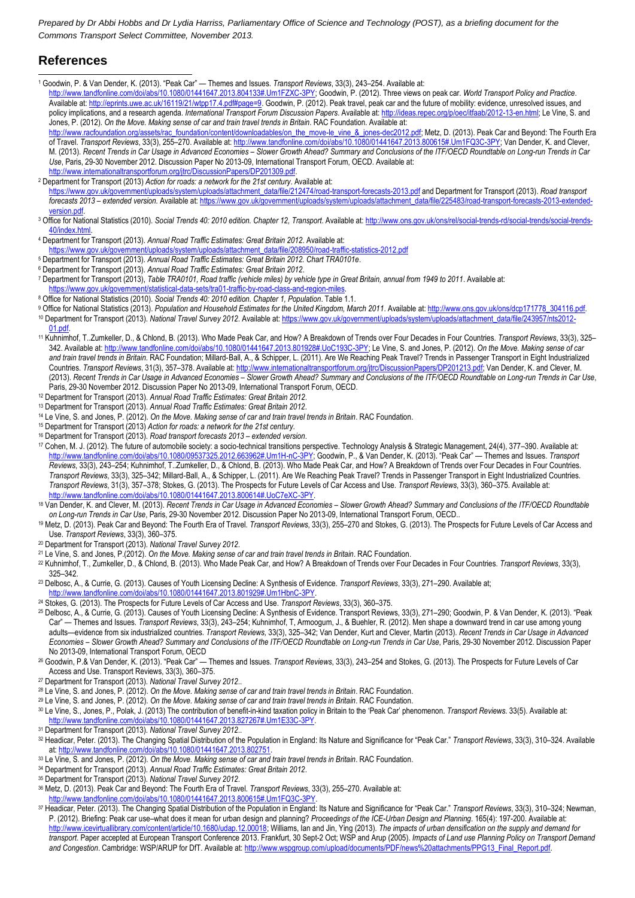*Prepared by Dr Abbi Hobbs and Dr Lydia Harriss, Parliamentary Office of Science and Technology (POST), as a briefing document for the Commons Transport Select Committee, November 2013.*

## References

1. Goodwin, P. & Van Dender, K. (2013). "Peak Car" — Themes and Issues. *Transport Reviews*, 33(3), 243–254. Available at: http://www.tandfonline.com/doi/abs/10.1080/01441647.2013.804133#.Um1FZXC-3PY; Goodwin, P. (2012). Three views on peak car. *World Transport Policy and Practice*. Available at: http://eprints.uwe.ac.uk/16119/21/wtpp17.4.pdf#page=9. Goodwin, P. (2012). Peak travel, peak car and the future of mobility: evidence, unresolved issues, and policy implications, and a research agenda. *International Transport Forum Discussion Papers*. Available at: http://ideas.repec.org/p/oec/itfaab/2012-13-en.html; Le Vine, S. and Jones, P. (2012). *On the Move. Making sense of car and train travel trends in Britain*. RAC Foundation. Available at: http://www.racfoundation.org/assets/rac_foundation/content/downloadables/on_the_move-le_vine_&_jones-dec2012.pdf; Metz, D. (2013). Peak Car and Beyond: The Fourth Era of Travel. *Transport Reviews*, 33(3), 255–270. Available at: http://www.tandfonline.com/doi/abs/10.1080/01441647.2013.800615#.Um1FQ3C-3PY; Van Dender, K. and Clever, M. (2013). *Recent Trends in Car Usage in Advanced Economies – Slower Growth Ahead? Summary and Conclusions of the ITF/OECD Roundtable on Long-run Trends in Car Use*, Paris, 29-30 November 2012. Discussion Paper No 2013-09, International Transport Forum, OECD. Available at: http://www.internationaltransportforum.org/jtrc/DiscussionPapers/DP201309.pdf.
2. Department for Transport (2013) *Action for roads: a network for the 21st century*. Available at: https://www.gov.uk/government/uploads/system/uploads/attachment_data/file/212474/road-transport-forecasts-2013.pdf and Department for Transport (2013). *Road transport forecasts 2013 – extended version*. Available at: https://www.gov.uk/government/uploads/system/uploads/attachment_data/file/225483/road-transport-forecasts-2013-extended-version.pdf.
3. Office for National Statistics (2010). *Social Trends 40: 2010 edition. Chapter 12, Transport*. Available at: http://www.ons.gov.uk/ons/rel/social-trends-rd/social-trends/social-trends-40/index.html.
4. Department for Transport (2013). *Annual Road Traffic Estimates: Great Britain 2012*. Available at: https://www.gov.uk/government/uploads/system/uploads/attachment_data/file/208950/road-traffic-statistics-2012.pdf
5. Department for Transport (2013). *Annual Road Traffic Estimates: Great Britain 2012. Chart TRA0101e*.
6. Department for Transport (2013). *Annual Road Traffic Estimates: Great Britain 2012*.
7. Department for Transport (2013), *Table TRA0101, Road traffic (vehicle miles) by vehicle type in Great Britain, annual from 1949 to 2011*. Available at: https://www.gov.uk/government/statistical-data-sets/tra01-traffic-by-road-class-and-region-miles.
8. Office for National Statistics (2010). *Social Trends 40: 2010 edition. Chapter 1, Population*. Table 1.1.
9. Office for National Statistics (2013). *Population and Household Estimates for the United Kingdom, March 2011*. Available at: http://www.ons.gov.uk/ons/dcp171778_304116.pdf.
10. Department for Transport (2013). *National Travel Survey 2012*. Available at: https://www.gov.uk/government/uploads/system/uploads/attachment_data/file/243957/nts2012-01.pdf.
11. Kuhnimhof, T..Zumkeller, D., & Chlond, B. (2013). Who Made Peak Car, and How? A Breakdown of Trends over Four Decades in Four Countries. *Transport Reviews*, 33(3), 325–342. Available at: http://www.tandfonline.com/doi/abs/10.1080/01441647.2013.801928#.UoC193C-3PY; Le Vine, S. and Jones, P. (2012). *On the Move. Making sense of car and train travel trends in Britain*. RAC Foundation; Millard-Ball, A., & Schipper, L. (2011). Are We Reaching Peak Travel? Trends in Passenger Transport in Eight Industrialized Countries. *Transport Reviews*, 31(3), 357–378. Available at: http://www.internationaltransportforum.org/jtrc/DiscussionPapers/DP201213.pdf; Van Dender, K. and Clever, M. (2013). *Recent Trends in Car Usage in Advanced Economies – Slower Growth Ahead? Summary and Conclusions of the ITF/OECD Roundtable on Long-run Trends in Car Use*, Paris, 29-30 November 2012. Discussion Paper No 2013-09, International Transport Forum, OECD.
12. Department for Transport (2013). *Annual Road Traffic Estimates: Great Britain 2012*.
13. Department for Transport (2013). *Annual Road Traffic Estimates: Great Britain 2012*.
14. Le Vine, S. and Jones, P. (2012). *On the Move. Making sense of car and train travel trends in Britain*. RAC Foundation.
15. Department for Transport (2013) *Action for roads: a network for the 21st century*.
16. Department for Transport (2013). *Road transport forecasts 2013 – extended version*.
17. Cohen, M. J. (2012). The future of automobile society: a socio-technical transitions perspective. Technology Analysis & Strategic Management, 24(4), 377–390. Available at: http://www.tandfonline.com/doi/abs/10.1080/09537325.2012.663962#.Um1H-nC-3PY; Goodwin, P., & Van Dender, K. (2013). "Peak Car" — Themes and Issues. *Transport Reviews*, 33(3), 243–254; Kuhnimhof, T..Zumkeller, D., & Chlond, B. (2013). Who Made Peak Car, and How? A Breakdown of Trends over Four Decades in Four Countries. *Transport Reviews*, 33(3), 325–342; Millard-Ball, A., & Schipper, L. (2011). Are We Reaching Peak Travel? Trends in Passenger Transport in Eight Industrialized Countries. *Transport Reviews*, 31(3), 357–378; Stokes, G. (2013). The Prospects for Future Levels of Car Access and Use. *Transport Reviews*, 33(3), 360–375. Available at: http://www.tandfonline.com/doi/abs/10.1080/01441647.2013.800614#.UoC7eXC-3PY.
18. Van Dender, K. and Clever, M. (2013). *Recent Trends in Car Usage in Advanced Economies – Slower Growth Ahead? Summary and Conclusions of the ITF/OECD Roundtable on Long-run Trends in Car Use*, Paris, 29-30 November 2012. Discussion Paper No 2013-09, International Transport Forum, OECD..
19. Metz, D. (2013). Peak Car and Beyond: The Fourth Era of Travel. *Transport Reviews*, 33(3), 255–270 and Stokes, G. (2013). The Prospects for Future Levels of Car Access and Use. *Transport Reviews*, 33(3), 360–375.
20. Department for Transport (2013). *National Travel Survey 2012*.
21. Le Vine, S. and Jones, P.(2012). *On the Move. Making sense of car and train travel trends in Britain*. RAC Foundation.
22. Kuhnimhof, T., Zumkeller, D., & Chlond, B. (2013). Who Made Peak Car, and How? A Breakdown of Trends over Four Decades in Four Countries. *Transport Reviews*, 33(3), 325–342.
23. Delbosc, A., & Currie, G. (2013). Causes of Youth Licensing Decline: A Synthesis of Evidence. *Transport Reviews*, 33(3), 271–290. Available at; http://www.tandfonline.com/doi/abs/10.1080/01441647.2013.801929#.Um1HbnC-3PY.
24. Stokes, G. (2013). The Prospects for Future Levels of Car Access and Use. *Transport Reviews*, 33(3), 360–375.
25. Delbosc, A., & Currie, G. (2013). Causes of Youth Licensing Decline: A Synthesis of Evidence. Transport Reviews, 33(3), 271–290; Goodwin, P. & Van Dender, K. (2013). "Peak Car" — Themes and Issues. *Transport Reviews*, 33(3), 243–254; Kuhnimhof, T, Armoogum, J., & Buehler, R. (2012). Men shape a downward trend in car use among young adults—evidence from six industrialized countries. *Transport Reviews*, 33(3), 325–342; Van Dender, Kurt and Clever, Martin (2013). *Recent Trends in Car Usage in Advanced Economies – Slower Growth Ahead? Summary and Conclusions of the ITF/OECD Roundtable on Long-run Trends in Car Use*, Paris, 29-30 November 2012. Discussion Paper No 2013-09, International Transport Forum, OECD
26. Goodwin, P.& Van Dender, K. (2013). "Peak Car" — Themes and Issues. *Transport Reviews*, 33(3), 243–254 and Stokes, G. (2013). The Prospects for Future Levels of Car Access and Use. Transport Reviews, 33(3), 360–375.
27. Department for Transport (2013). *National Travel Survey 2012*..
28. Le Vine, S. and Jones, P. (2012). *On the Move. Making sense of car and train travel trends in Britain*. RAC Foundation.
29. Le Vine, S. and Jones, P. (2012). *On the Move. Making sense of car and train travel trends in Britain*. RAC Foundation.
30. Le Vine, S., Jones, P., Polak, J. (2013) The contribution of benefit-in-kind taxation policy in Britain to the 'Peak Car' phenomenon. *Transport Reviews*. 33(5). Available at: http://www.tandfonline.com/doi/abs/10.1080/01441647.2013.827267#.Um1E33C-3PY.
31. Department for Transport (2013). *National Travel Survey 2012*..
32. Headicar, Peter. (2013). The Changing Spatial Distribution of the Population in England: Its Nature and Significance for "Peak Car." *Transport Reviews*, 33(3), 310–324. Available at: http://www.tandfonline.com/doi/abs/10.1080/01441647.2013.802751.
33. Le Vine, S. and Jones, P. (2012). *On the Move. Making sense of car and train travel trends in Britain*. RAC Foundation.
34. Department for Transport (2013). *Annual Road Traffic Estimates: Great Britain 2012*.
35. Department for Transport (2013). *National Travel Survey 2012*.
36. Metz, D. (2013). Peak Car and Beyond: The Fourth Era of Travel. *Transport Reviews*, 33(3), 255–270. Available at: http://www.tandfonline.com/doi/abs/10.1080/01441647.2013.800615#.Um1FQ3C-3PY.
37. Headicar, Peter. (2013). The Changing Spatial Distribution of the Population in England: Its Nature and Significance for "Peak Car." *Transport Reviews*, 33(3), 310–324; Newman, P. (2012). Briefing: Peak car use–what does it mean for urban design and planning? *Proceedings of the ICE-Urban Design and Planning*. 165(4): 197-200. Available at: http://www.icevirtuallibrary.com/content/article/10.1680/udap.12.00018; Williams, Ian and Jin, Ying (2013). *The impacts of urban densification on the supply and demand for transport*. Paper accepted at European Transport Conference 2013. Frankfurt, 30 Sept-2 Oct; WSP and Arup (2005). *Impacts of Land use Planning Policy on Transport Demand and Congestion*. Cambridge: WSP/ARUP for DfT. Available at: http://www.wspgroup.com/upload/documents/PDF/news%20attachments/PPG13_Final_Report.pdf.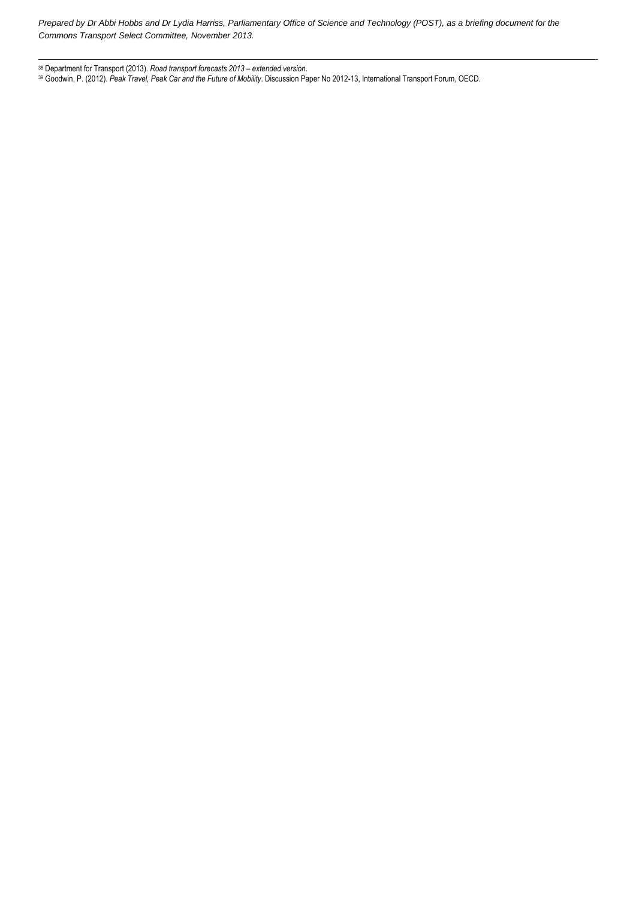*Prepared by Dr Abbi Hobbs and Dr Lydia Harriss, Parliamentary Office of Science and Technology (POST), as a briefing document for the Commons Transport Select Committee, November 2013.*

---

[38] Department for Transport (2013). *Road transport forecasts 2013 – extended version*.

[39] Goodwin, P. (2012). *Peak Travel, Peak Car and the Future of Mobility*. Discussion Paper No 2012-13, International Transport Forum, OECD.